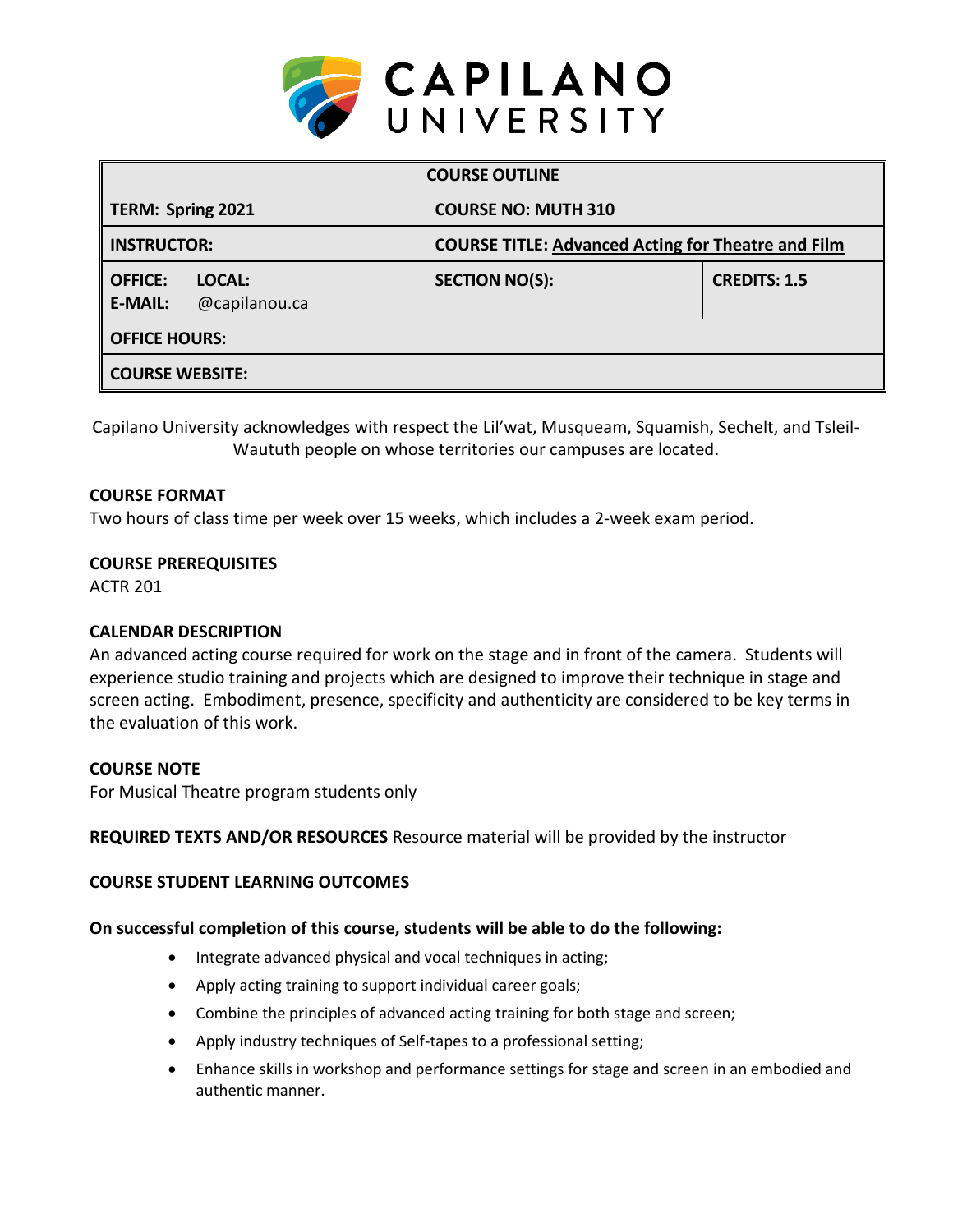# CAPILANO UNIVERSITY

| COURSE OUTLINE | | |
|---|---|---|
| **TERM: Spring 2021** | **COURSE NO: MUTH 310** | |
| **INSTRUCTOR:** | **COURSE TITLE: Advanced Acting for Theatre and Film** | |
| **OFFICE: LOCAL:** <br> **E-MAIL:** @capilanou.ca | **SECTION NO(S):** | **CREDITS: 1.5** |
| **OFFICE HOURS:** | | |
| **COURSE WEBSITE:** | | |

Capilano University acknowledges with respect the Lil'wat, Musqueam, Squamish, Sechelt, and Tsleil-Waututh people on whose territories our campuses are located.

**COURSE FORMAT**

Two hours of class time per week over 15 weeks, which includes a 2-week exam period.

**COURSE PREREQUISITES**

ACTR 201

**CALENDAR DESCRIPTION**

An advanced acting course required for work on the stage and in front of the camera. Students will experience studio training and projects which are designed to improve their technique in stage and screen acting. Embodiment, presence, specificity and authenticity are considered to be key terms in the evaluation of this work.

**COURSE NOTE**

For Musical Theatre program students only

**REQUIRED TEXTS AND/OR RESOURCES** Resource material will be provided by the instructor

**COURSE STUDENT LEARNING OUTCOMES**

**On successful completion of this course, students will be able to do the following:**

- Integrate advanced physical and vocal techniques in acting;
- Apply acting training to support individual career goals;
- Combine the principles of advanced acting training for both stage and screen;
- Apply industry techniques of Self-tapes to a professional setting;
- Enhance skills in workshop and performance settings for stage and screen in an embodied and authentic manner.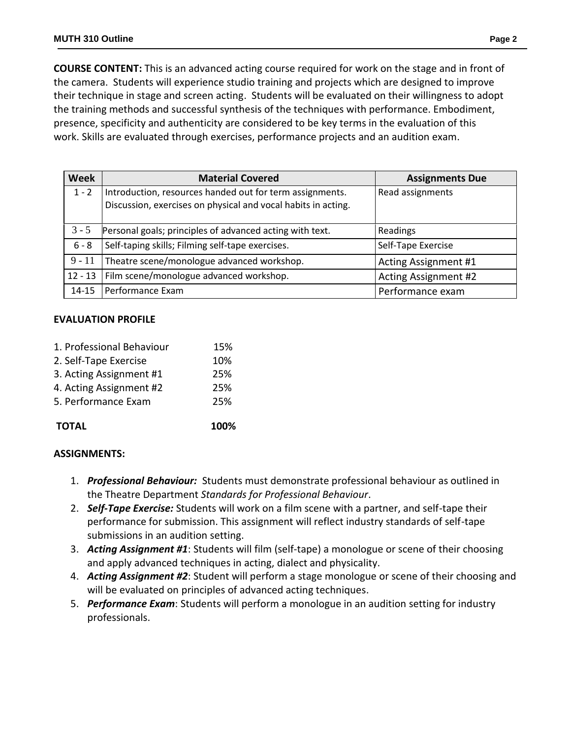**COURSE CONTENT:** This is an advanced acting course required for work on the stage and in front of the camera. Students will experience studio training and projects which are designed to improve their technique in stage and screen acting. Students will be evaluated on their willingness to adopt the training methods and successful synthesis of the techniques with performance. Embodiment, presence, specificity and authenticity are considered to be key terms in the evaluation of this work. Skills are evaluated through exercises, performance projects and an audition exam.

| Week | Material Covered | Assignments Due |
|---|---|---|
| 1 - 2 | Introduction, resources handed out for term assignments. Discussion, exercises on physical and vocal habits in acting. | Read assignments |
| 3 - 5 | Personal goals; principles of advanced acting with text. | Readings |
| 6 - 8 | Self-taping skills; Filming self-tape exercises. | Self-Tape Exercise |
| 9 - 11 | Theatre scene/monologue advanced workshop. | Acting Assignment #1 |
| 12 - 13 | Film scene/monologue advanced workshop. | Acting Assignment #2 |
| 14-15 | Performance Exam | Performance exam |

**EVALUATION PROFILE**

| | |
|---|---|
| 1. Professional Behaviour | 15% |
| 2. Self-Tape Exercise | 10% |
| 3. Acting Assignment #1 | 25% |
| 4. Acting Assignment #2 | 25% |
| 5. Performance Exam | 25% |
| **TOTAL** | **100%** |

**ASSIGNMENTS:**

1. ***Professional Behaviour:*** Students must demonstrate professional behaviour as outlined in the Theatre Department *Standards for Professional Behaviour*.
2. ***Self-Tape Exercise:*** Students will work on a film scene with a partner, and self-tape their performance for submission. This assignment will reflect industry standards of self-tape submissions in an audition setting.
3. ***Acting Assignment #1***: Students will film (self-tape) a monologue or scene of their choosing and apply advanced techniques in acting, dialect and physicality.
4. ***Acting Assignment #2***: Student will perform a stage monologue or scene of their choosing and will be evaluated on principles of advanced acting techniques.
5. ***Performance Exam***: Students will perform a monologue in an audition setting for industry professionals.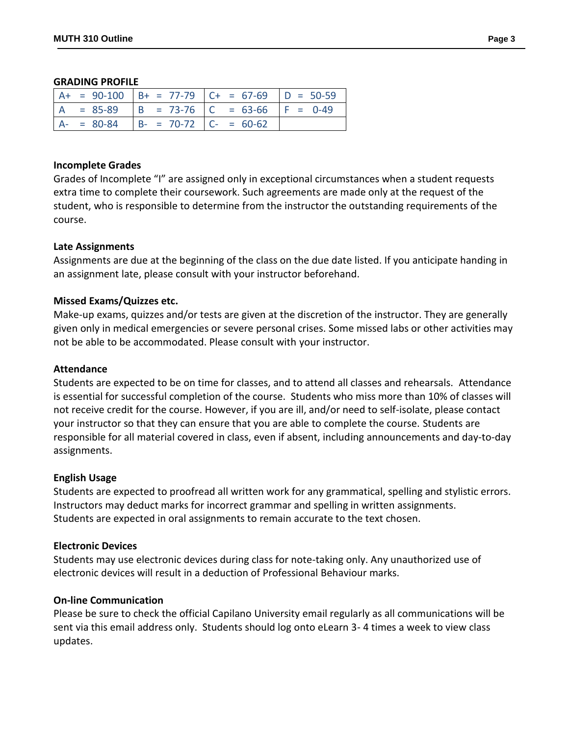## GRADING PROFILE

| | | | |
|---|---|---|---|
| A+ = 90-100 | B+ = 77-79 | C+ = 67-69 | D = 50-59 |
| A = 85-89 | B = 73-76 | C = 63-66 | F = 0-49 |
| A- = 80-84 | B- = 70-72 | C- = 60-62 | |

### Incomplete Grades

Grades of Incomplete "I" are assigned only in exceptional circumstances when a student requests extra time to complete their coursework. Such agreements are made only at the request of the student, who is responsible to determine from the instructor the outstanding requirements of the course.

### Late Assignments

Assignments are due at the beginning of the class on the due date listed. If you anticipate handing in an assignment late, please consult with your instructor beforehand.

### Missed Exams/Quizzes etc.

Make-up exams, quizzes and/or tests are given at the discretion of the instructor. They are generally given only in medical emergencies or severe personal crises. Some missed labs or other activities may not be able to be accommodated. Please consult with your instructor.

### Attendance

Students are expected to be on time for classes, and to attend all classes and rehearsals. Attendance is essential for successful completion of the course. Students who miss more than 10% of classes will not receive credit for the course. However, if you are ill, and/or need to self-isolate, please contact your instructor so that they can ensure that you are able to complete the course. Students are responsible for all material covered in class, even if absent, including announcements and day-to-day assignments.

### English Usage

Students are expected to proofread all written work for any grammatical, spelling and stylistic errors. Instructors may deduct marks for incorrect grammar and spelling in written assignments.
Students are expected in oral assignments to remain accurate to the text chosen.

### Electronic Devices

Students may use electronic devices during class for note-taking only. Any unauthorized use of electronic devices will result in a deduction of Professional Behaviour marks.

### On-line Communication

Please be sure to check the official Capilano University email regularly as all communications will be sent via this email address only. Students should log onto eLearn 3- 4 times a week to view class updates.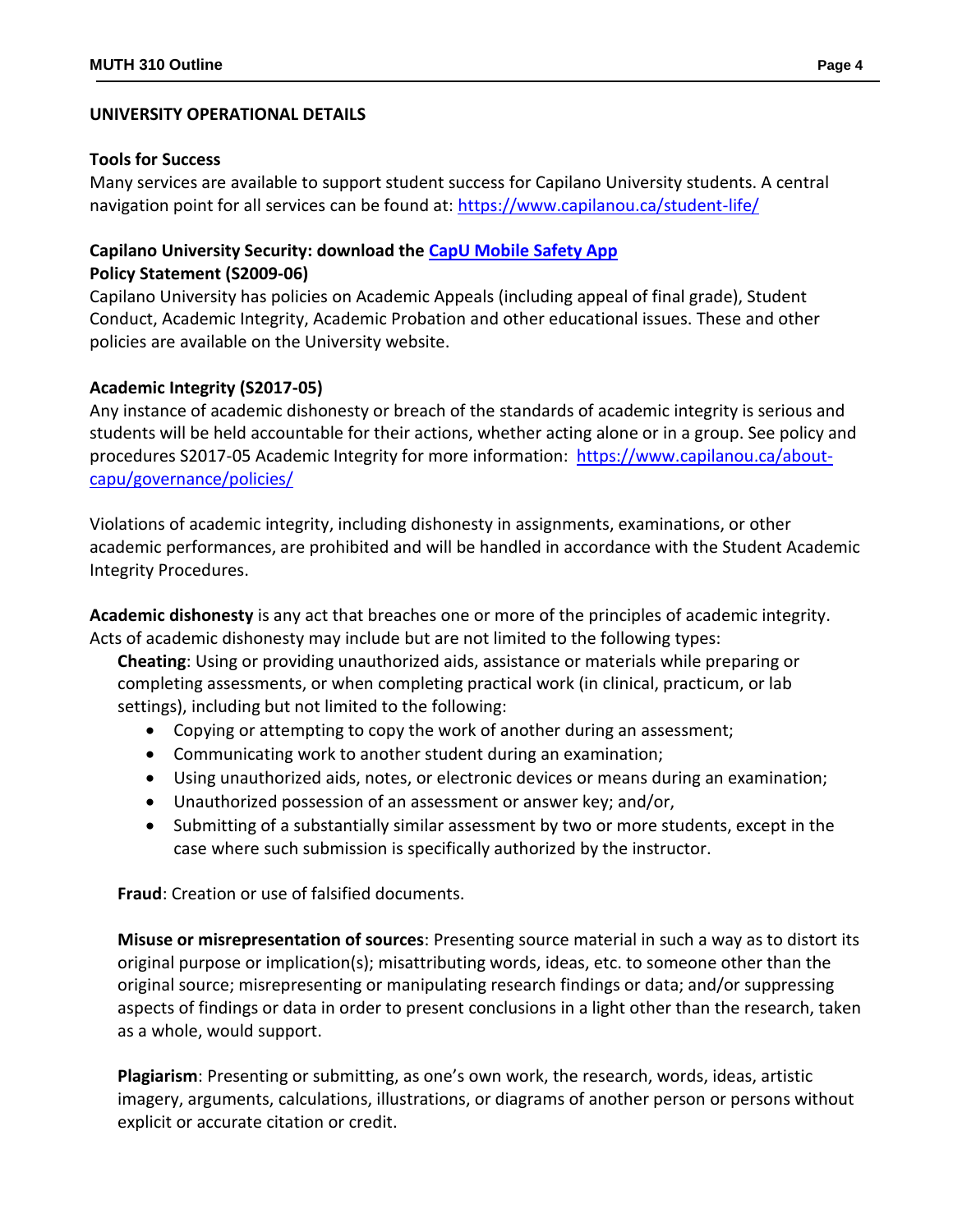## UNIVERSITY OPERATIONAL DETAILS

### Tools for Success

Many services are available to support student success for Capilano University students. A central navigation point for all services can be found at: [https://www.capilanou.ca/student-life/](https://www.capilanou.ca/student-life/)

### Capilano University Security: download the [CapU Mobile Safety App](#)

### Policy Statement (S2009-06)

Capilano University has policies on Academic Appeals (including appeal of final grade), Student Conduct, Academic Integrity, Academic Probation and other educational issues. These and other policies are available on the University website.

### Academic Integrity (S2017-05)

Any instance of academic dishonesty or breach of the standards of academic integrity is serious and students will be held accountable for their actions, whether acting alone or in a group. See policy and procedures S2017-05 Academic Integrity for more information: [https://www.capilanou.ca/about-capu/governance/policies/](https://www.capilanou.ca/about-capu/governance/policies/)

Violations of academic integrity, including dishonesty in assignments, examinations, or other academic performances, are prohibited and will be handled in accordance with the Student Academic Integrity Procedures.

**Academic dishonesty** is any act that breaches one or more of the principles of academic integrity. Acts of academic dishonesty may include but are not limited to the following types:

**Cheating**: Using or providing unauthorized aids, assistance or materials while preparing or completing assessments, or when completing practical work (in clinical, practicum, or lab settings), including but not limited to the following:

- Copying or attempting to copy the work of another during an assessment;
- Communicating work to another student during an examination;
- Using unauthorized aids, notes, or electronic devices or means during an examination;
- Unauthorized possession of an assessment or answer key; and/or,
- Submitting of a substantially similar assessment by two or more students, except in the case where such submission is specifically authorized by the instructor.

**Fraud**: Creation or use of falsified documents.

**Misuse or misrepresentation of sources**: Presenting source material in such a way as to distort its original purpose or implication(s); misattributing words, ideas, etc. to someone other than the original source; misrepresenting or manipulating research findings or data; and/or suppressing aspects of findings or data in order to present conclusions in a light other than the research, taken as a whole, would support.

**Plagiarism**: Presenting or submitting, as one's own work, the research, words, ideas, artistic imagery, arguments, calculations, illustrations, or diagrams of another person or persons without explicit or accurate citation or credit.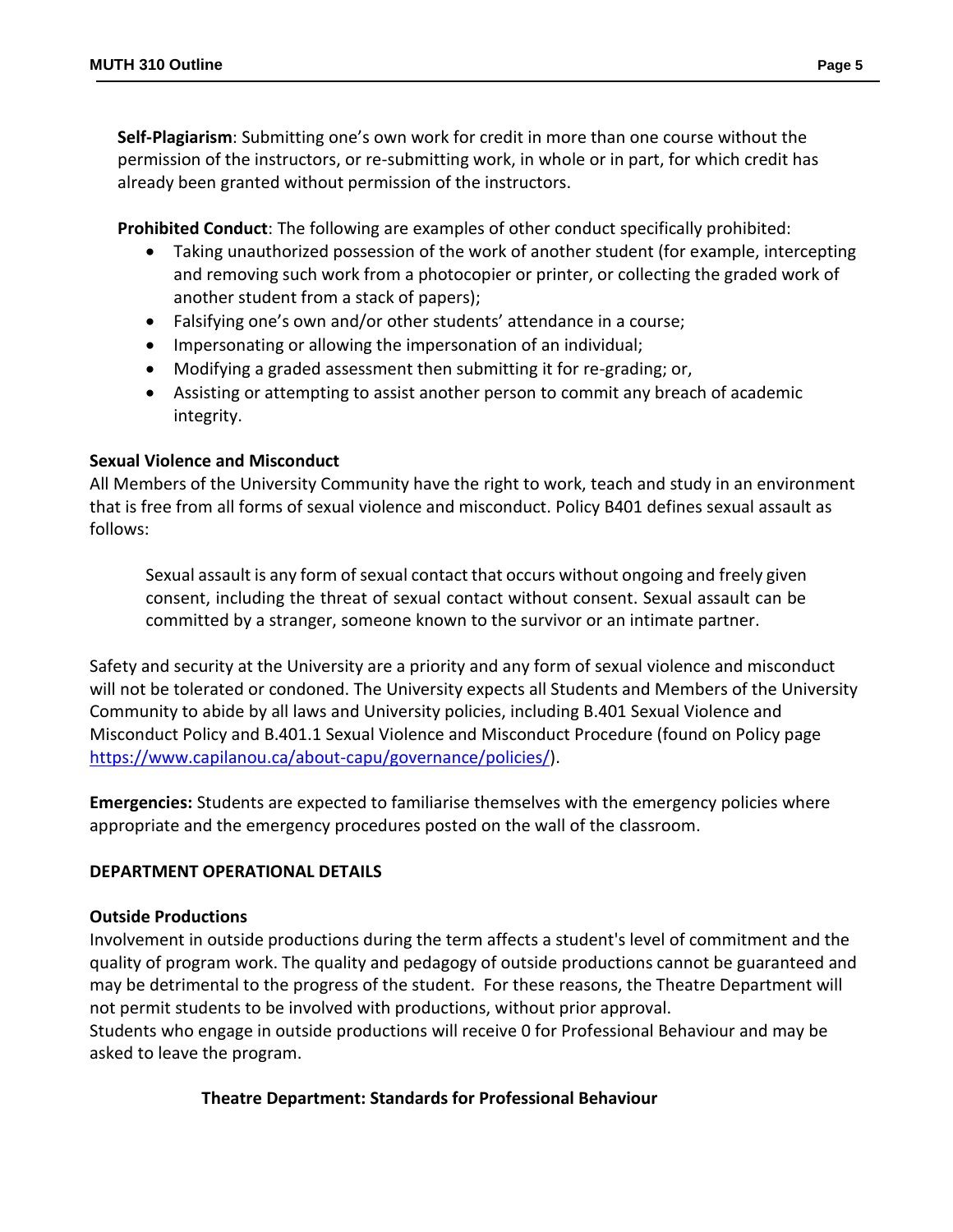**Self-Plagiarism**: Submitting one's own work for credit in more than one course without the permission of the instructors, or re-submitting work, in whole or in part, for which credit has already been granted without permission of the instructors.

**Prohibited Conduct**: The following are examples of other conduct specifically prohibited:

- Taking unauthorized possession of the work of another student (for example, intercepting and removing such work from a photocopier or printer, or collecting the graded work of another student from a stack of papers);
- Falsifying one's own and/or other students' attendance in a course;
- Impersonating or allowing the impersonation of an individual;
- Modifying a graded assessment then submitting it for re-grading; or,
- Assisting or attempting to assist another person to commit any breach of academic integrity.

**Sexual Violence and Misconduct**

All Members of the University Community have the right to work, teach and study in an environment that is free from all forms of sexual violence and misconduct. Policy B401 defines sexual assault as follows:

> Sexual assault is any form of sexual contact that occurs without ongoing and freely given consent, including the threat of sexual contact without consent. Sexual assault can be committed by a stranger, someone known to the survivor or an intimate partner.

Safety and security at the University are a priority and any form of sexual violence and misconduct will not be tolerated or condoned. The University expects all Students and Members of the University Community to abide by all laws and University policies, including B.401 Sexual Violence and Misconduct Policy and B.401.1 Sexual Violence and Misconduct Procedure (found on Policy page https://www.capilanou.ca/about-capu/governance/policies/).

**Emergencies:** Students are expected to familiarise themselves with the emergency policies where appropriate and the emergency procedures posted on the wall of the classroom.

**DEPARTMENT OPERATIONAL DETAILS**

**Outside Productions**

Involvement in outside productions during the term affects a student's level of commitment and the quality of program work. The quality and pedagogy of outside productions cannot be guaranteed and may be detrimental to the progress of the student. For these reasons, the Theatre Department will not permit students to be involved with productions, without prior approval.

Students who engage in outside productions will receive 0 for Professional Behaviour and may be asked to leave the program.

**Theatre Department: Standards for Professional Behaviour**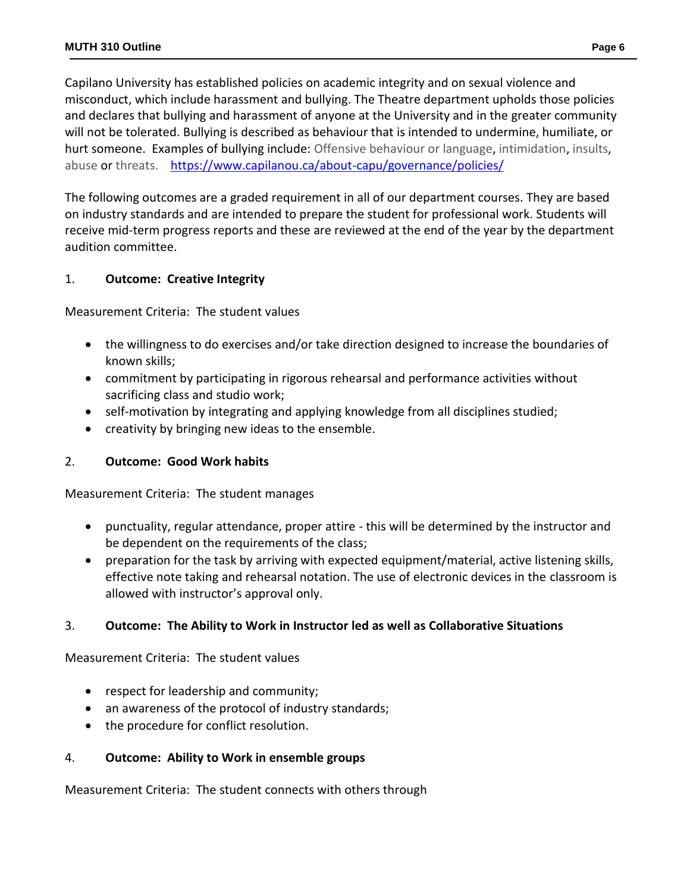Capilano University has established policies on academic integrity and on sexual violence and misconduct, which include harassment and bullying. The Theatre department upholds those policies and declares that bullying and harassment of anyone at the University and in the greater community will not be tolerated. Bullying is described as behaviour that is intended to undermine, humiliate, or hurt someone. Examples of bullying include: Offensive behaviour or language, intimidation, insults, abuse or threats. https://www.capilanou.ca/about-capu/governance/policies/

The following outcomes are a graded requirement in all of our department courses. They are based on industry standards and are intended to prepare the student for professional work. Students will receive mid-term progress reports and these are reviewed at the end of the year by the department audition committee.

1. **Outcome: Creative Integrity**

Measurement Criteria: The student values

- the willingness to do exercises and/or take direction designed to increase the boundaries of known skills;
- commitment by participating in rigorous rehearsal and performance activities without sacrificing class and studio work;
- self-motivation by integrating and applying knowledge from all disciplines studied;
- creativity by bringing new ideas to the ensemble.

2. **Outcome: Good Work habits**

Measurement Criteria: The student manages

- punctuality, regular attendance, proper attire - this will be determined by the instructor and be dependent on the requirements of the class;
- preparation for the task by arriving with expected equipment/material, active listening skills, effective note taking and rehearsal notation. The use of electronic devices in the classroom is allowed with instructor's approval only.

3. **Outcome: The Ability to Work in Instructor led as well as Collaborative Situations**

Measurement Criteria: The student values

- respect for leadership and community;
- an awareness of the protocol of industry standards;
- the procedure for conflict resolution.

4. **Outcome: Ability to Work in ensemble groups**

Measurement Criteria: The student connects with others through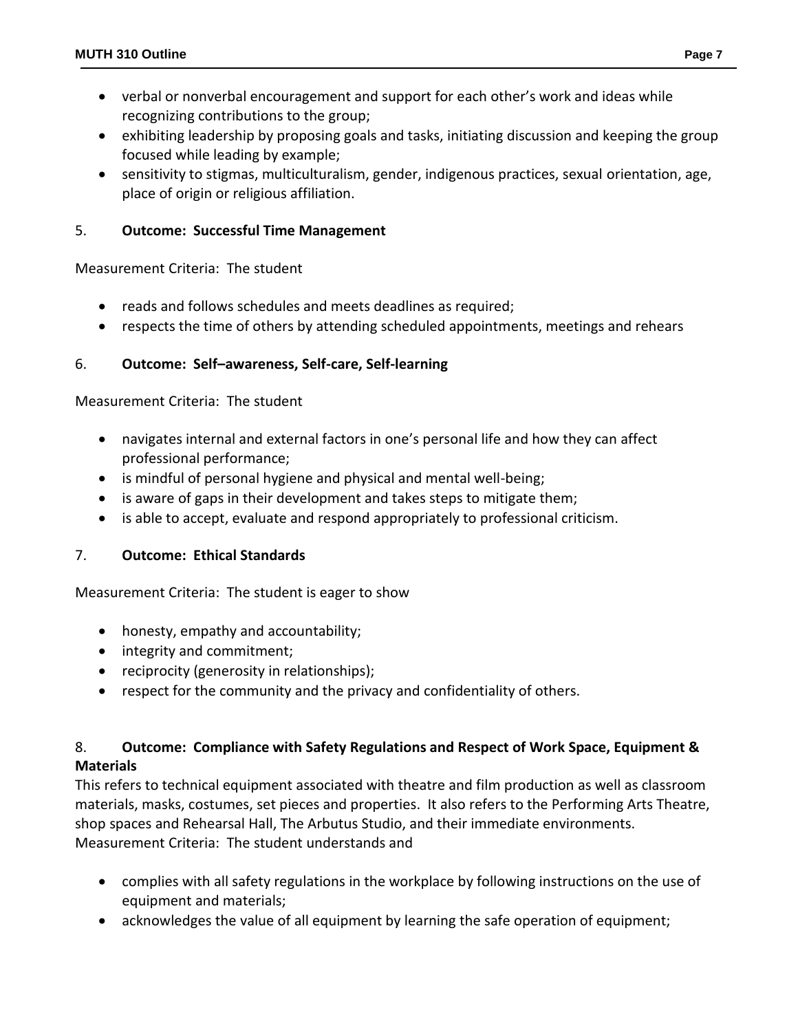- verbal or nonverbal encouragement and support for each other's work and ideas while recognizing contributions to the group;
- exhibiting leadership by proposing goals and tasks, initiating discussion and keeping the group focused while leading by example;
- sensitivity to stigmas, multiculturalism, gender, indigenous practices, sexual orientation, age, place of origin or religious affiliation.

5. **Outcome: Successful Time Management**

Measurement Criteria: The student

- reads and follows schedules and meets deadlines as required;
- respects the time of others by attending scheduled appointments, meetings and rehears

6. **Outcome: Self–awareness, Self-care, Self-learning**

Measurement Criteria: The student

- navigates internal and external factors in one's personal life and how they can affect professional performance;
- is mindful of personal hygiene and physical and mental well-being;
- is aware of gaps in their development and takes steps to mitigate them;
- is able to accept, evaluate and respond appropriately to professional criticism.

7. **Outcome: Ethical Standards**

Measurement Criteria: The student is eager to show

- honesty, empathy and accountability;
- integrity and commitment;
- reciprocity (generosity in relationships);
- respect for the community and the privacy and confidentiality of others.

8. **Outcome: Compliance with Safety Regulations and Respect of Work Space, Equipment & Materials**

This refers to technical equipment associated with theatre and film production as well as classroom materials, masks, costumes, set pieces and properties. It also refers to the Performing Arts Theatre, shop spaces and Rehearsal Hall, The Arbutus Studio, and their immediate environments.
Measurement Criteria: The student understands and

- complies with all safety regulations in the workplace by following instructions on the use of equipment and materials;
- acknowledges the value of all equipment by learning the safe operation of equipment;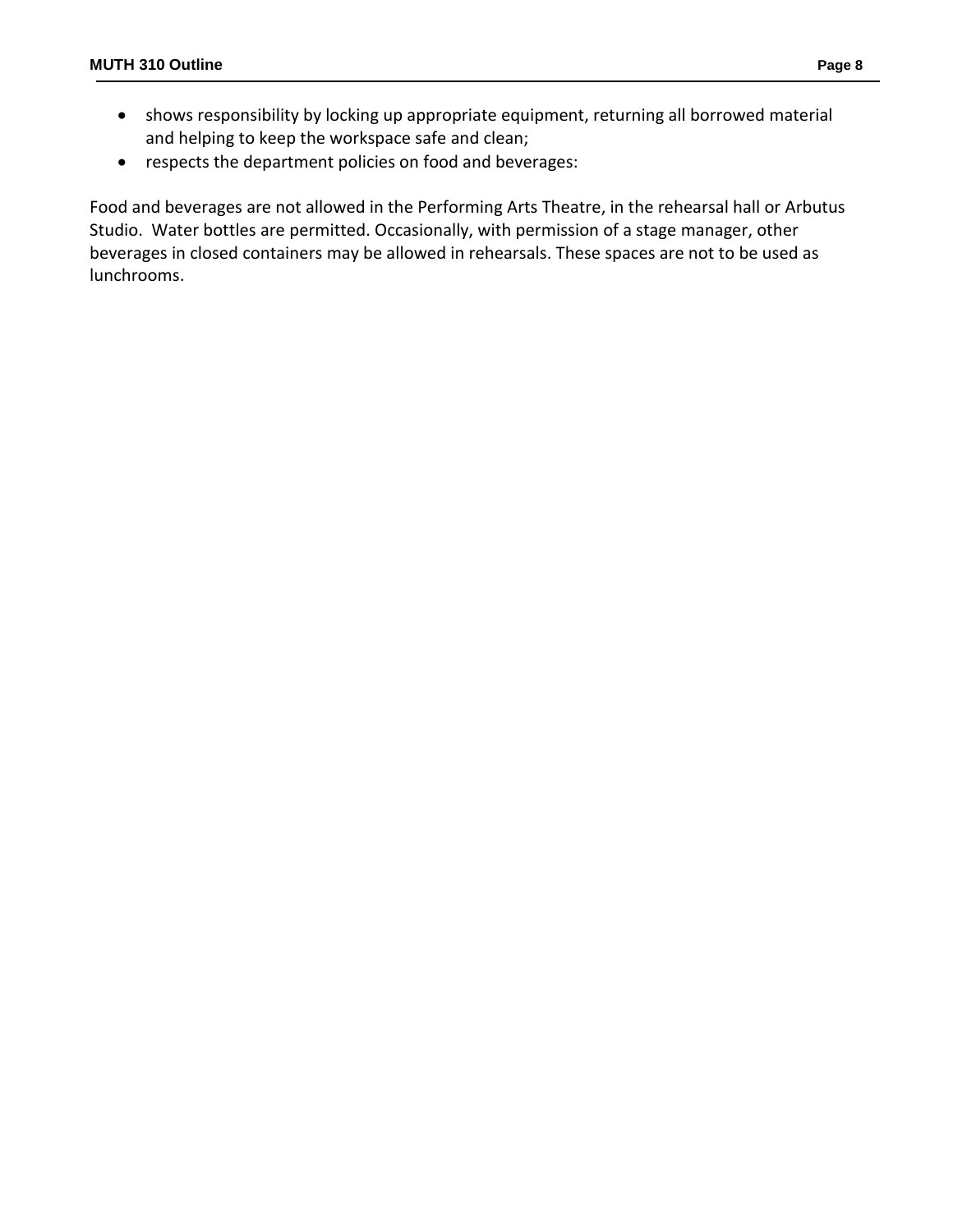- shows responsibility by locking up appropriate equipment, returning all borrowed material and helping to keep the workspace safe and clean;
- respects the department policies on food and beverages:

Food and beverages are not allowed in the Performing Arts Theatre, in the rehearsal hall or Arbutus Studio. Water bottles are permitted. Occasionally, with permission of a stage manager, other beverages in closed containers may be allowed in rehearsals. These spaces are not to be used as lunchrooms.